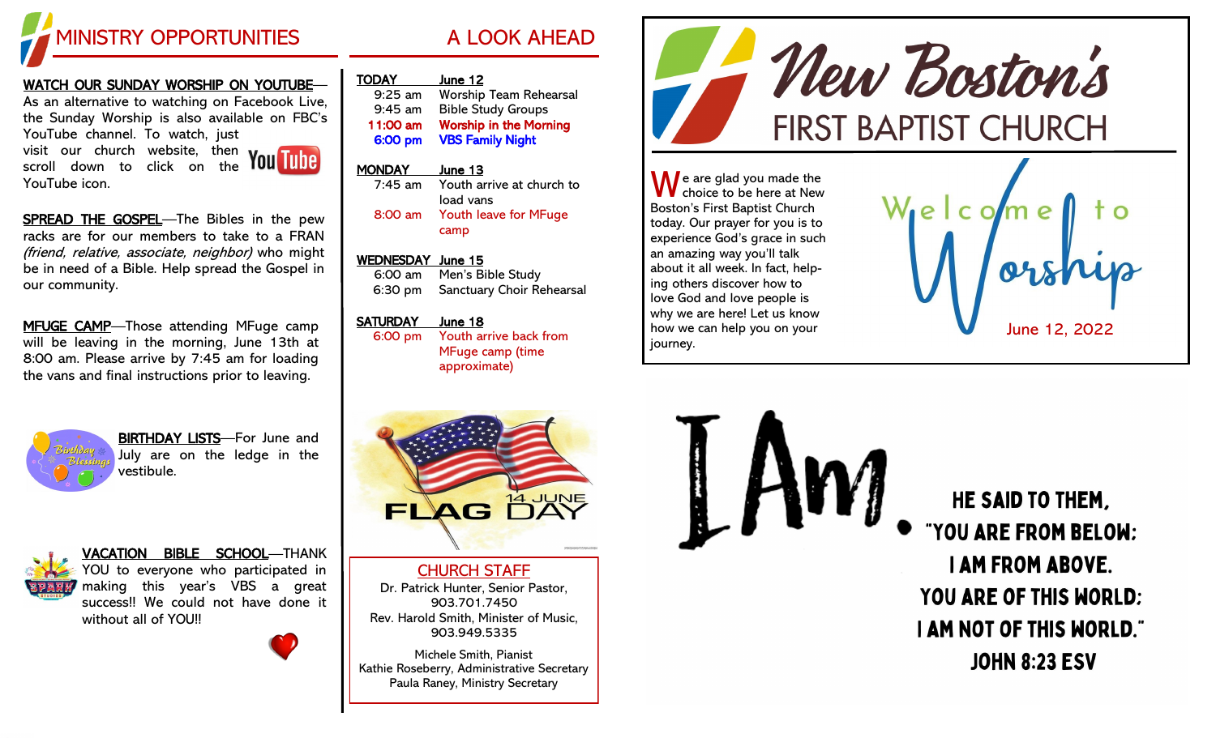# MINISTRY OPPORTUNITIES

**WATCH OUR SUNDAY WORSHIP ON YOUTUBE**—As an alternative to watching on Facebook Live, the Sunday Worship is also available on FBC's YouTube channel. To watch, just visit our church website, then scroll down to click on the YouTube icon.

**SPREAD THE GOSPEL**—The Bibles in the pew racks are for our members to take to a FRAN *(friend, relative, associate, neighbor)* who might be in need of a Bible. Help spread the Gospel in our community.

**MFUGE CAMP**—Those attending MFuge camp will be leaving in the morning, June 13th at 8:00 am. Please arrive by 7:45 am for loading the vans and final instructions prior to leaving.

**BIRTHDAY LISTS**—For June and July are on the ledge in the vestibule.

**VACATION BIBLE SCHOOL**—THANK YOU to everyone who participated in making this year's VBS a great success!! We could not have done it without all of YOU!!

# A LOOK AHEAD

**TODAY** **June 12**
- 9:25 am Worship Team Rehearsal
- 9:45 am Bible Study Groups
- **11:00 am Worship in the Morning**
- **6:00 pm VBS Family Night**

**MONDAY** **June 13**
- 7:45 am Youth arrive at church to load vans
- 8:00 am Youth leave for MFuge camp

**WEDNESDAY** **June 15**
- 6:00 am Men's Bible Study
- 6:30 pm Sanctuary Choir Rehearsal

**SATURDAY** **June 18**
- 6:00 pm Youth arrive back from MFuge camp (time approximate)

FLAG DAY 14 JUNE

## CHURCH STAFF

Dr. Patrick Hunter, Senior Pastor, 903.701.7450
Rev. Harold Smith, Minister of Music, 903.949.5335

Michele Smith, Pianist
Kathie Roseberry, Administrative Secretary
Paula Raney, Ministry Secretary

# New Boston's FIRST BAPTIST CHURCH

We are glad you made the choice to be here at New Boston's First Baptist Church today. Our prayer for you is to experience God's grace in such an amazing way you'll talk about it all week. In fact, helping others discover how to love God and love people is why we are here! Let us know how we can help you on your journey.

## Welcome to Worship

June 12, 2022

## I Am.

HE SAID TO THEM, "YOU ARE FROM BELOW; I AM FROM ABOVE. YOU ARE OF THIS WORLD; I AM NOT OF THIS WORLD."

JOHN 8:23 ESV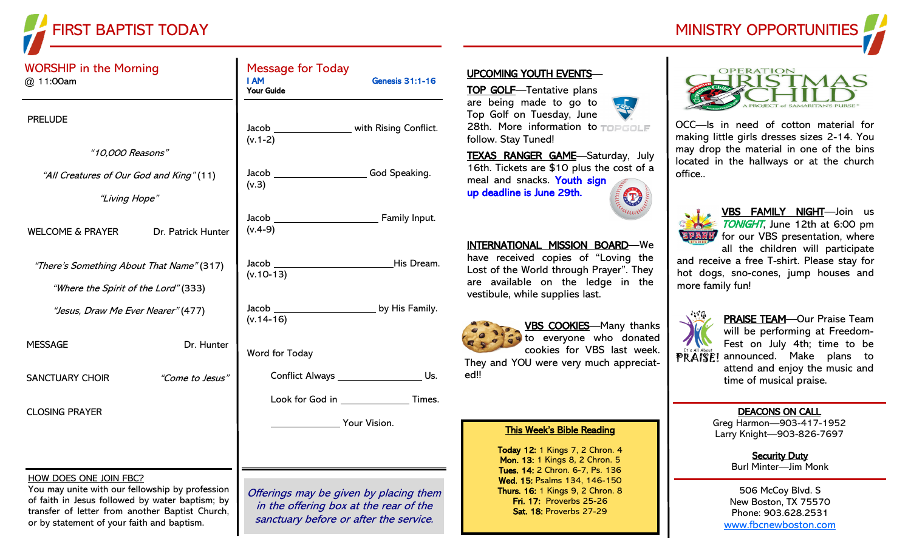# FIRST BAPTIST TODAY

## WORSHIP in the Morning
@ 11:00am

PRELUDE

*"10,000 Reasons"*

*"All Creatures of Our God and King"* (11)

*"Living Hope"*

WELCOME & PRAYER — Dr. Patrick Hunter

*"There's Something About That Name"* (317)

*"Where the Spirit of the Lord"* (333)

*"Jesus, Draw Me Ever Nearer"* (477)

MESSAGE — Dr. Hunter

SANCTUARY CHOIR — *"Come to Jesus"*

CLOSING PRAYER

**HOW DOES ONE JOIN FBC?**
You may unite with our fellowship by profession of faith in Jesus followed by water baptism; by transfer of letter from another Baptist Church, or by statement of your faith and baptism.

## Message for Today
**I AM** — **Genesis 31:1-16**
**Your Guide**

Jacob ______________ with Rising Conflict. (v.1-2)

Jacob __________________ God Speaking. (v.3)

Jacob ____________________ Family Input. (v.4-9)

Jacob _______________________His Dream. (v.10-13)

Jacob ___________________ by His Family. (v.14-16)

Word for Today

Conflict Always ________________ Us.

Look for God in _____________ Times.

_____________ Your Vision.

*Offerings may be given by placing them in the offering box at the rear of the sanctuary before or after the service.*

# MINISTRY OPPORTUNITIES

**UPCOMING YOUTH EVENTS**—

**TOP GOLF**—Tentative plans are being made to go to Top Golf on Tuesday, June 28th. More information to follow. Stay Tuned!

**TEXAS RANGER GAME**—Saturday, July 16th. Tickets are $10 plus the cost of a meal and snacks. **Youth sign up deadline is June 29th.**

**INTERNATIONAL MISSION BOARD**—We have received copies of "Loving the Lost of the World through Prayer". They are available on the ledge in the vestibule, while supplies last.

**VBS COOKIES**—Many thanks to everyone who donated cookies for VBS last week. They and YOU were very much appreciated!!

**This Week's Bible Reading**

**Today 12:** 1 Kings 7, 2 Chron. 4
**Mon. 13:** 1 Kings 8, 2 Chron. 5
**Tues. 14:** 2 Chron. 6-7, Ps. 136
**Wed. 15:** Psalms 134, 146-150
**Thurs. 16:** 1 Kings 9, 2 Chron. 8
**Fri. 17:** Proverbs 25-26
**Sat. 18:** Proverbs 27-29

OPERATION CHRISTMAS CHILD — A PROJECT of SAMARITAN'S PURSE

OCC—Is in need of cotton material for making little girls dresses sizes 2-14. You may drop the material in one of the bins located in the hallways or at the church office..

**VBS FAMILY NIGHT**—Join us *TONIGHT*, June 12th at 6:00 pm for our VBS presentation, where all the children will participate and receive a free T-shirt. Please stay for hot dogs, sno-cones, jump houses and more family fun!

**PRAISE TEAM**—Our Praise Team will be performing at Freedom-Fest on July 4th; time to be announced. Make plans to attend and enjoy the music and time of musical praise.

**DEACONS ON CALL**
Greg Harmon—903-417-1952
Larry Knight—903-826-7697

**Security Duty**
Burl Minter—Jim Monk

506 McCoy Blvd. S
New Boston, TX 75570
Phone: 903.628.2531
www.fbcnewboston.com